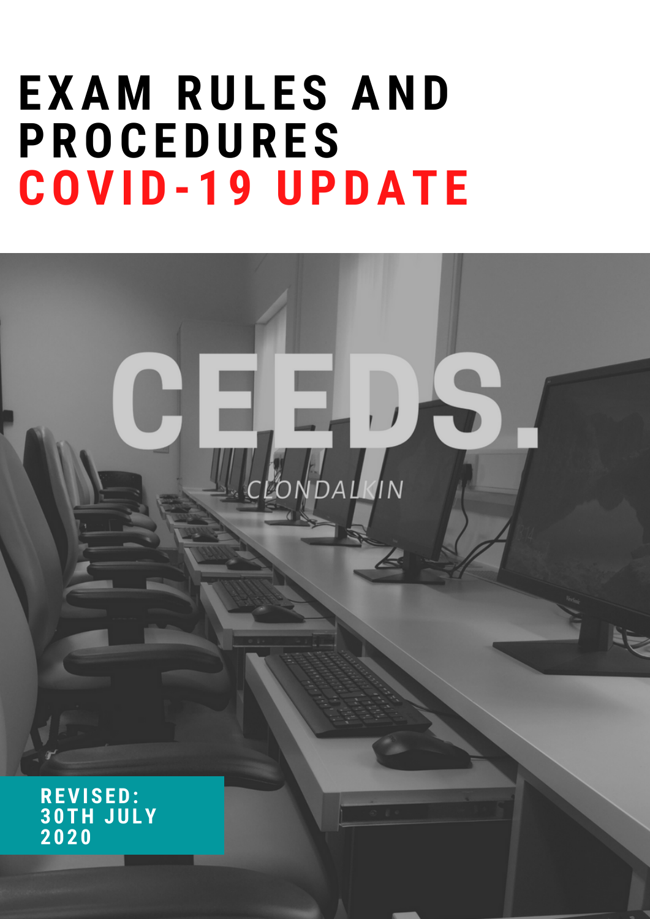# EXAM RULES AND PROCEDURES
# COVID-19 UPDATE

CEEDS.

CLONDALKIN

**REVISED: 30TH JULY 2020**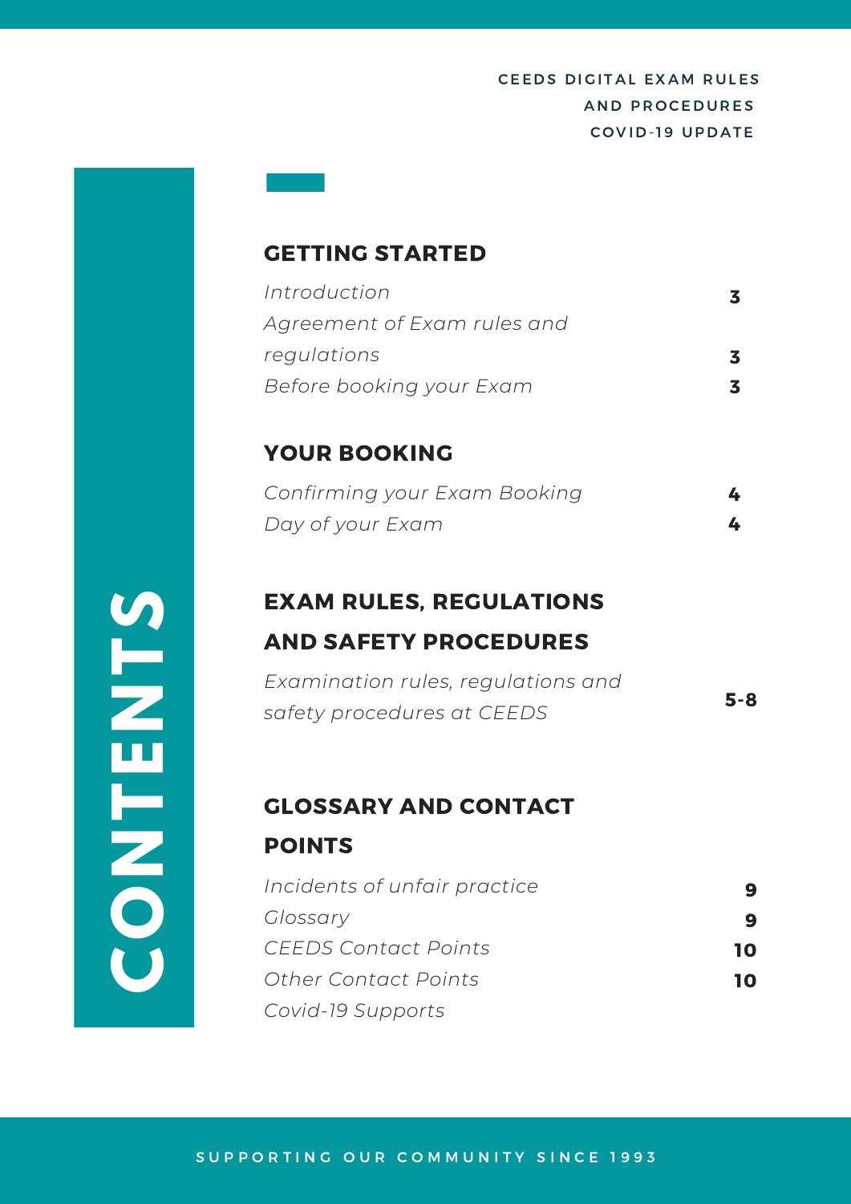CEEDS DIGITAL EXAM RULES AND PROCEDURES COVID-19 UPDATE

# CONTENTS

## GETTING STARTED

| | |
|---|---|
| *Introduction* | **3** |
| *Agreement of Exam rules and regulations* | **3** |
| *Before booking your Exam* | **3** |

## YOUR BOOKING

| | |
|---|---|
| *Confirming your Exam Booking* | **4** |
| *Day of your Exam* | **4** |

## EXAM RULES, REGULATIONS AND SAFETY PROCEDURES

| | |
|---|---|
| *Examination rules, regulations and safety procedures at CEEDS* | **5-8** |

## GLOSSARY AND CONTACT POINTS

| | |
|---|---|
| *Incidents of unfair practice* | **9** |
| *Glossary* | **9** |
| *CEEDS Contact Points* | **10** |
| *Other Contact Points* | **10** |
| *Covid-19 Supports* | |

SUPPORTING OUR COMMUNITY SINCE 1993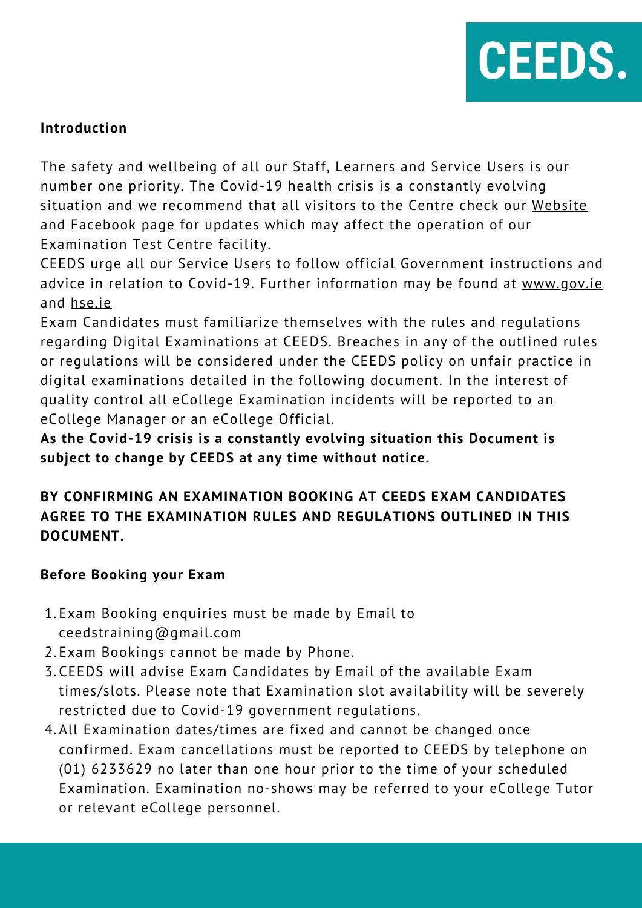**CEEDS.**

## Introduction

The safety and wellbeing of all our Staff, Learners and Service Users is our number one priority. The Covid-19 health crisis is a constantly evolving situation and we recommend that all visitors to the Centre check our Website and Facebook page for updates which may affect the operation of our Examination Test Centre facility.

CEEDS urge all our Service Users to follow official Government instructions and advice in relation to Covid-19. Further information may be found at www.gov.ie and hse.ie

Exam Candidates must familiarize themselves with the rules and regulations regarding Digital Examinations at CEEDS. Breaches in any of the outlined rules or regulations will be considered under the CEEDS policy on unfair practice in digital examinations detailed in the following document. In the interest of quality control all eCollege Examination incidents will be reported to an eCollege Manager or an eCollege Official.

**As the Covid-19 crisis is a constantly evolving situation this Document is subject to change by CEEDS at any time without notice.**

**BY CONFIRMING AN EXAMINATION BOOKING AT CEEDS EXAM CANDIDATES AGREE TO THE EXAMINATION RULES AND REGULATIONS OUTLINED IN THIS DOCUMENT.**

## Before Booking your Exam

1. Exam Booking enquiries must be made by Email to ceedstraining@gmail.com
2. Exam Bookings cannot be made by Phone.
3. CEEDS will advise Exam Candidates by Email of the available Exam times/slots. Please note that Examination slot availability will be severely restricted due to Covid-19 government regulations.
4. All Examination dates/times are fixed and cannot be changed once confirmed. Exam cancellations must be reported to CEEDS by telephone on (01) 6233629 no later than one hour prior to the time of your scheduled Examination. Examination no-shows may be referred to your eCollege Tutor or relevant eCollege personnel.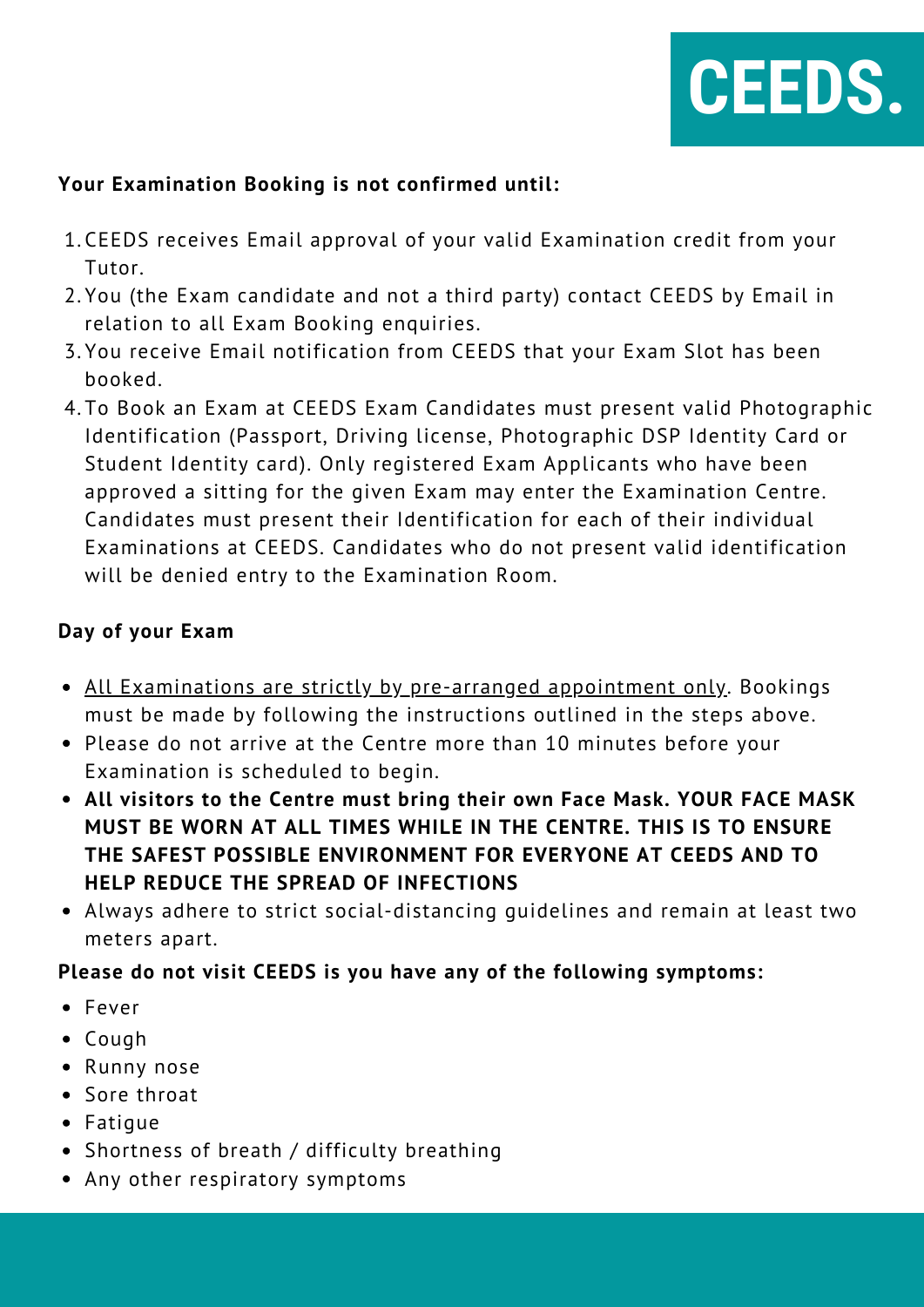# CEEDS.

**Your Examination Booking is not confirmed until:**

1. CEEDS receives Email approval of your valid Examination credit from your Tutor.
2. You (the Exam candidate and not a third party) contact CEEDS by Email in relation to all Exam Booking enquiries.
3. You receive Email notification from CEEDS that your Exam Slot has been booked.
4. To Book an Exam at CEEDS Exam Candidates must present valid Photographic Identification (Passport, Driving license, Photographic DSP Identity Card or Student Identity card). Only registered Exam Applicants who have been approved a sitting for the given Exam may enter the Examination Centre. Candidates must present their Identification for each of their individual Examinations at CEEDS. Candidates who do not present valid identification will be denied entry to the Examination Room.

**Day of your Exam**

- <u>All Examinations are strictly by pre-arranged appointment only</u>. Bookings must be made by following the instructions outlined in the steps above.
- Please do not arrive at the Centre more than 10 minutes before your Examination is scheduled to begin.
- **All visitors to the Centre must bring their own Face Mask. YOUR FACE MASK MUST BE WORN AT ALL TIMES WHILE IN THE CENTRE. THIS IS TO ENSURE THE SAFEST POSSIBLE ENVIRONMENT FOR EVERYONE AT CEEDS AND TO HELP REDUCE THE SPREAD OF INFECTIONS**
- Always adhere to strict social-distancing guidelines and remain at least two meters apart.

**Please do not visit CEEDS is you have any of the following symptoms:**

- Fever
- Cough
- Runny nose
- Sore throat
- Fatigue
- Shortness of breath / difficulty breathing
- Any other respiratory symptoms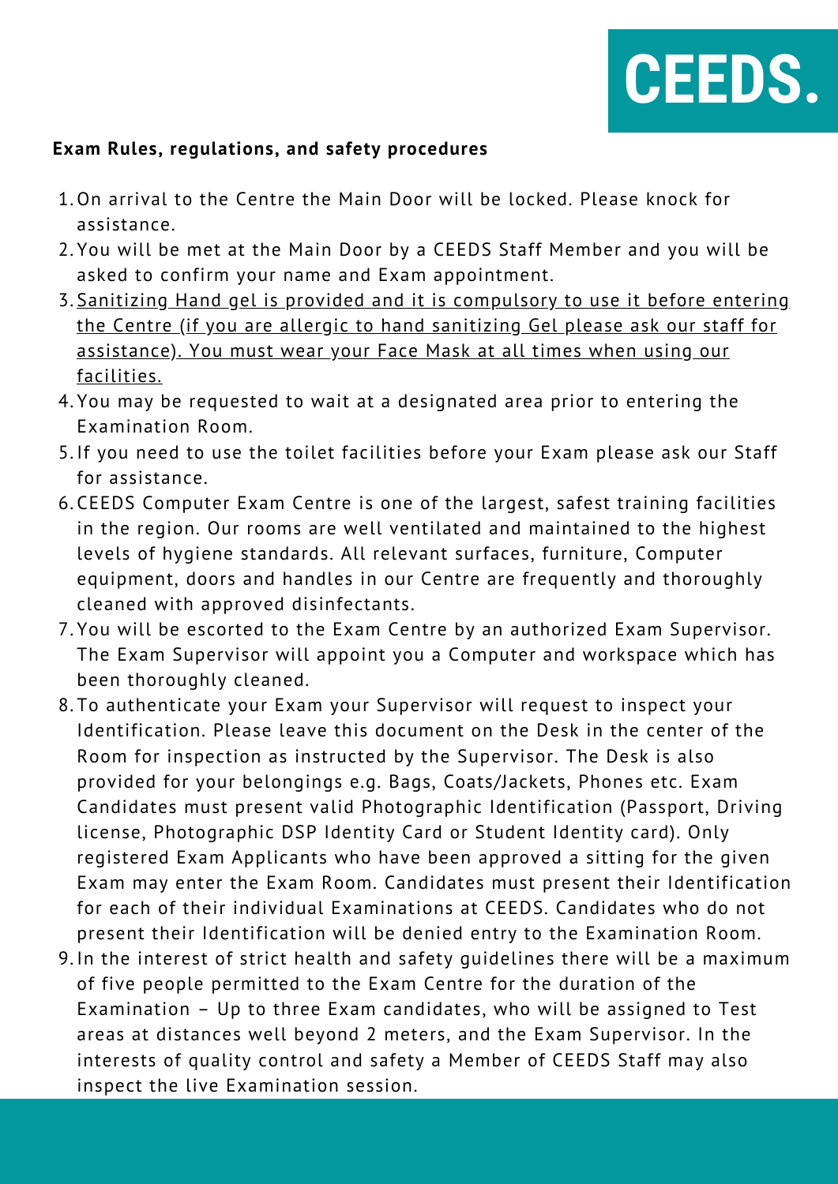# CEEDS.

**Exam Rules, regulations, and safety procedures**

1. On arrival to the Centre the Main Door will be locked. Please knock for assistance.
2. You will be met at the Main Door by a CEEDS Staff Member and you will be asked to confirm your name and Exam appointment.
3. <u>Sanitizing Hand gel is provided and it is compulsory to use it before entering the Centre (if you are allergic to hand sanitizing Gel please ask our staff for assistance). You must wear your Face Mask at all times when using our facilities.</u>
4. You may be requested to wait at a designated area prior to entering the Examination Room.
5. If you need to use the toilet facilities before your Exam please ask our Staff for assistance.
6. CEEDS Computer Exam Centre is one of the largest, safest training facilities in the region. Our rooms are well ventilated and maintained to the highest levels of hygiene standards. All relevant surfaces, furniture, Computer equipment, doors and handles in our Centre are frequently and thoroughly cleaned with approved disinfectants.
7. You will be escorted to the Exam Centre by an authorized Exam Supervisor. The Exam Supervisor will appoint you a Computer and workspace which has been thoroughly cleaned.
8. To authenticate your Exam your Supervisor will request to inspect your Identification. Please leave this document on the Desk in the center of the Room for inspection as instructed by the Supervisor. The Desk is also provided for your belongings e.g. Bags, Coats/Jackets, Phones etc. Exam Candidates must present valid Photographic Identification (Passport, Driving license, Photographic DSP Identity Card or Student Identity card). Only registered Exam Applicants who have been approved a sitting for the given Exam may enter the Exam Room. Candidates must present their Identification for each of their individual Examinations at CEEDS. Candidates who do not present their Identification will be denied entry to the Examination Room.
9. In the interest of strict health and safety guidelines there will be a maximum of five people permitted to the Exam Centre for the duration of the Examination – Up to three Exam candidates, who will be assigned to Test areas at distances well beyond 2 meters, and the Exam Supervisor. In the interests of quality control and safety a Member of CEEDS Staff may also inspect the live Examination session.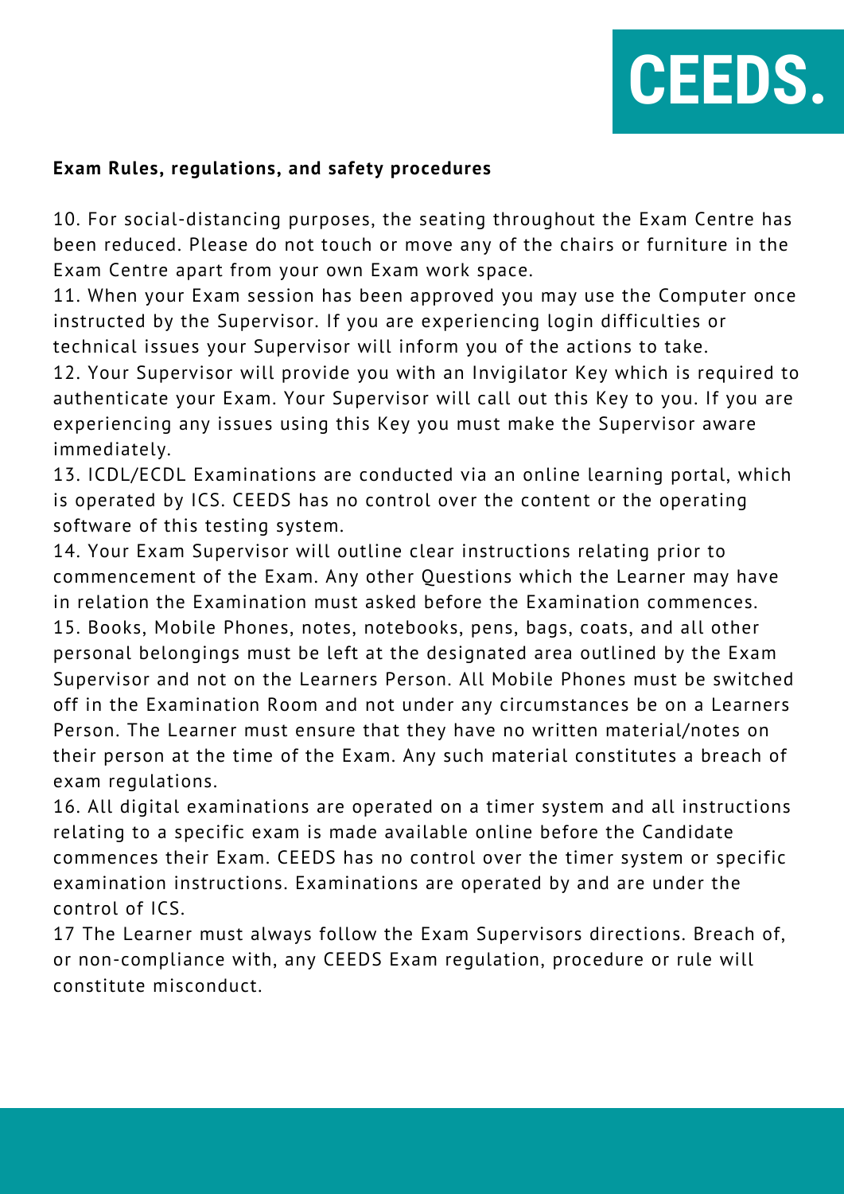**Exam Rules, regulations, and safety procedures**

10. For social-distancing purposes, the seating throughout the Exam Centre has been reduced. Please do not touch or move any of the chairs or furniture in the Exam Centre apart from your own Exam work space.
11. When your Exam session has been approved you may use the Computer once instructed by the Supervisor. If you are experiencing login difficulties or technical issues your Supervisor will inform you of the actions to take.
12. Your Supervisor will provide you with an Invigilator Key which is required to authenticate your Exam. Your Supervisor will call out this Key to you. If you are experiencing any issues using this Key you must make the Supervisor aware immediately.
13. ICDL/ECDL Examinations are conducted via an online learning portal, which is operated by ICS. CEEDS has no control over the content or the operating software of this testing system.
14. Your Exam Supervisor will outline clear instructions relating prior to commencement of the Exam. Any other Questions which the Learner may have in relation the Examination must asked before the Examination commences.
15. Books, Mobile Phones, notes, notebooks, pens, bags, coats, and all other personal belongings must be left at the designated area outlined by the Exam Supervisor and not on the Learners Person. All Mobile Phones must be switched off in the Examination Room and not under any circumstances be on a Learners Person. The Learner must ensure that they have no written material/notes on their person at the time of the Exam. Any such material constitutes a breach of exam regulations.
16. All digital examinations are operated on a timer system and all instructions relating to a specific exam is made available online before the Candidate commences their Exam. CEEDS has no control over the timer system or specific examination instructions. Examinations are operated by and are under the control of ICS.
17 The Learner must always follow the Exam Supervisors directions. Breach of, or non-compliance with, any CEEDS Exam regulation, procedure or rule will constitute misconduct.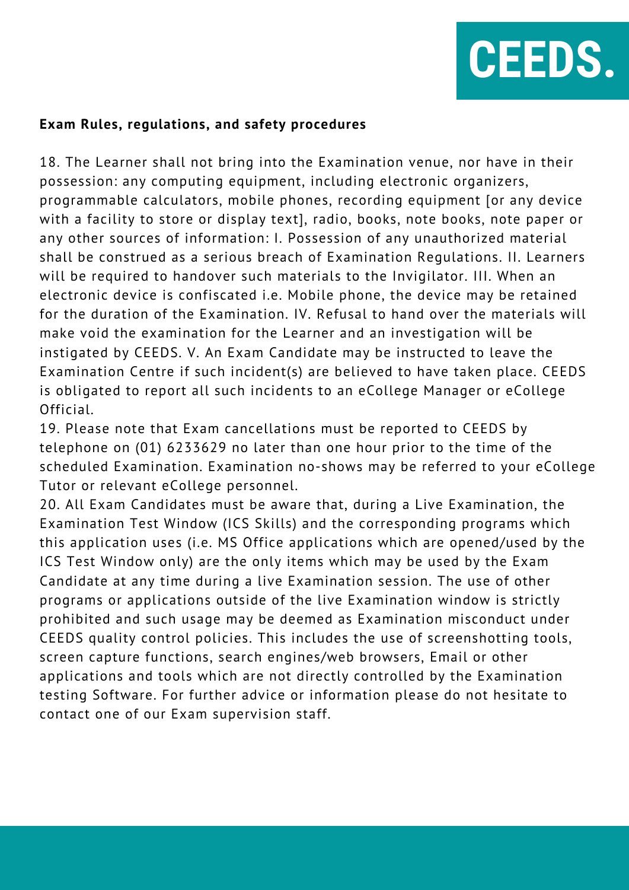**Exam Rules, regulations, and safety procedures**

18. The Learner shall not bring into the Examination venue, nor have in their possession: any computing equipment, including electronic organizers, programmable calculators, mobile phones, recording equipment [or any device with a facility to store or display text], radio, books, note books, note paper or any other sources of information: I. Possession of any unauthorized material shall be construed as a serious breach of Examination Regulations. II. Learners will be required to handover such materials to the Invigilator. III. When an electronic device is confiscated i.e. Mobile phone, the device may be retained for the duration of the Examination. IV. Refusal to hand over the materials will make void the examination for the Learner and an investigation will be instigated by CEEDS. V. An Exam Candidate may be instructed to leave the Examination Centre if such incident(s) are believed to have taken place. CEEDS is obligated to report all such incidents to an eCollege Manager or eCollege Official.
19. Please note that Exam cancellations must be reported to CEEDS by telephone on (01) 6233629 no later than one hour prior to the time of the scheduled Examination. Examination no-shows may be referred to your eCollege Tutor or relevant eCollege personnel.
20. All Exam Candidates must be aware that, during a Live Examination, the Examination Test Window (ICS Skills) and the corresponding programs which this application uses (i.e. MS Office applications which are opened/used by the ICS Test Window only) are the only items which may be used by the Exam Candidate at any time during a live Examination session. The use of other programs or applications outside of the live Examination window is strictly prohibited and such usage may be deemed as Examination misconduct under CEEDS quality control policies. This includes the use of screenshotting tools, screen capture functions, search engines/web browsers, Email or other applications and tools which are not directly controlled by the Examination testing Software. For further advice or information please do not hesitate to contact one of our Exam supervision staff.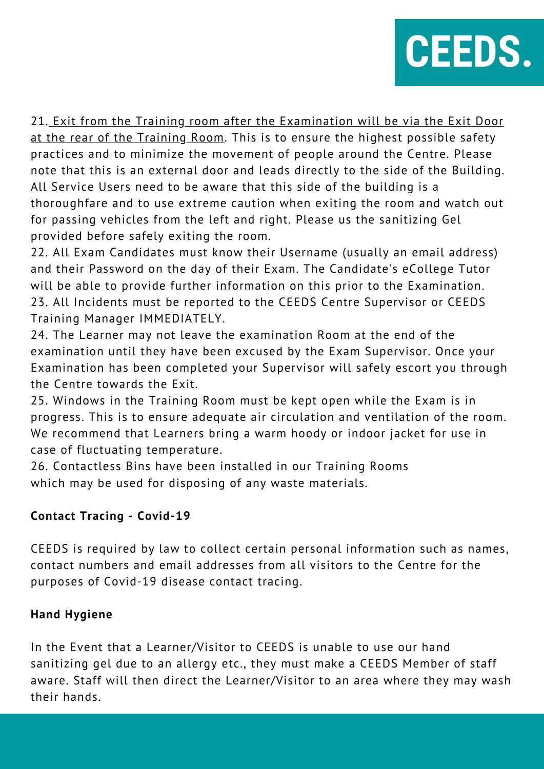21. <u>Exit from the Training room after the Examination will be via the Exit Door at the rear of the Training Room</u>. This is to ensure the highest possible safety practices and to minimize the movement of people around the Centre. Please note that this is an external door and leads directly to the side of the Building. All Service Users need to be aware that this side of the building is a thoroughfare and to use extreme caution when exiting the room and watch out for passing vehicles from the left and right. Please us the sanitizing Gel provided before safely exiting the room.

22. All Exam Candidates must know their Username (usually an email address) and their Password on the day of their Exam. The Candidate's eCollege Tutor will be able to provide further information on this prior to the Examination.

23. All Incidents must be reported to the CEEDS Centre Supervisor or CEEDS Training Manager IMMEDIATELY.

24. The Learner may not leave the examination Room at the end of the examination until they have been excused by the Exam Supervisor. Once your Examination has been completed your Supervisor will safely escort you through the Centre towards the Exit.

25. Windows in the Training Room must be kept open while the Exam is in progress. This is to ensure adequate air circulation and ventilation of the room. We recommend that Learners bring a warm hoody or indoor jacket for use in case of fluctuating temperature.

26. Contactless Bins have been installed in our Training Rooms which may be used for disposing of any waste materials.

**Contact Tracing - Covid-19**

CEEDS is required by law to collect certain personal information such as names, contact numbers and email addresses from all visitors to the Centre for the purposes of Covid-19 disease contact tracing.

**Hand Hygiene**

In the Event that a Learner/Visitor to CEEDS is unable to use our hand sanitizing gel due to an allergy etc., they must make a CEEDS Member of staff aware. Staff will then direct the Learner/Visitor to an area where they may wash their hands.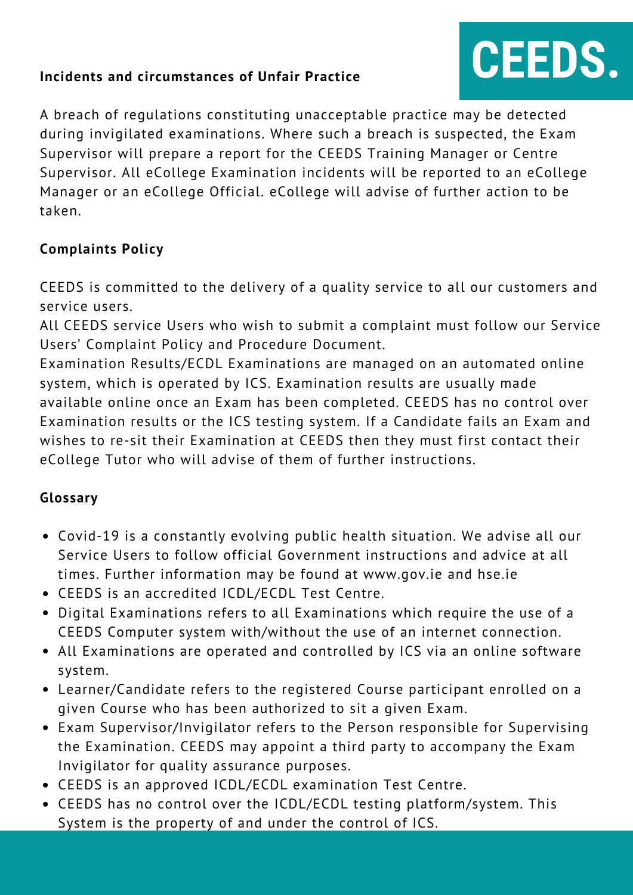**Incidents and circumstances of Unfair Practice**

A breach of regulations constituting unacceptable practice may be detected during invigilated examinations. Where such a breach is suspected, the Exam Supervisor will prepare a report for the CEEDS Training Manager or Centre Supervisor. All eCollege Examination incidents will be reported to an eCollege Manager or an eCollege Official. eCollege will advise of further action to be taken.

**Complaints Policy**

CEEDS is committed to the delivery of a quality service to all our customers and service users.
All CEEDS service Users who wish to submit a complaint must follow our Service Users' Complaint Policy and Procedure Document.
Examination Results/ECDL Examinations are managed on an automated online system, which is operated by ICS. Examination results are usually made available online once an Exam has been completed. CEEDS has no control over Examination results or the ICS testing system. If a Candidate fails an Exam and wishes to re-sit their Examination at CEEDS then they must first contact their eCollege Tutor who will advise of them of further instructions.

**Glossary**

- Covid-19 is a constantly evolving public health situation. We advise all our Service Users to follow official Government instructions and advice at all times. Further information may be found at www.gov.ie and hse.ie
- CEEDS is an accredited ICDL/ECDL Test Centre.
- Digital Examinations refers to all Examinations which require the use of a CEEDS Computer system with/without the use of an internet connection.
- All Examinations are operated and controlled by ICS via an online software system.
- Learner/Candidate refers to the registered Course participant enrolled on a given Course who has been authorized to sit a given Exam.
- Exam Supervisor/Invigilator refers to the Person responsible for Supervising the Examination. CEEDS may appoint a third party to accompany the Exam Invigilator for quality assurance purposes.
- CEEDS is an approved ICDL/ECDL examination Test Centre.
- CEEDS has no control over the ICDL/ECDL testing platform/system. This System is the property of and under the control of ICS.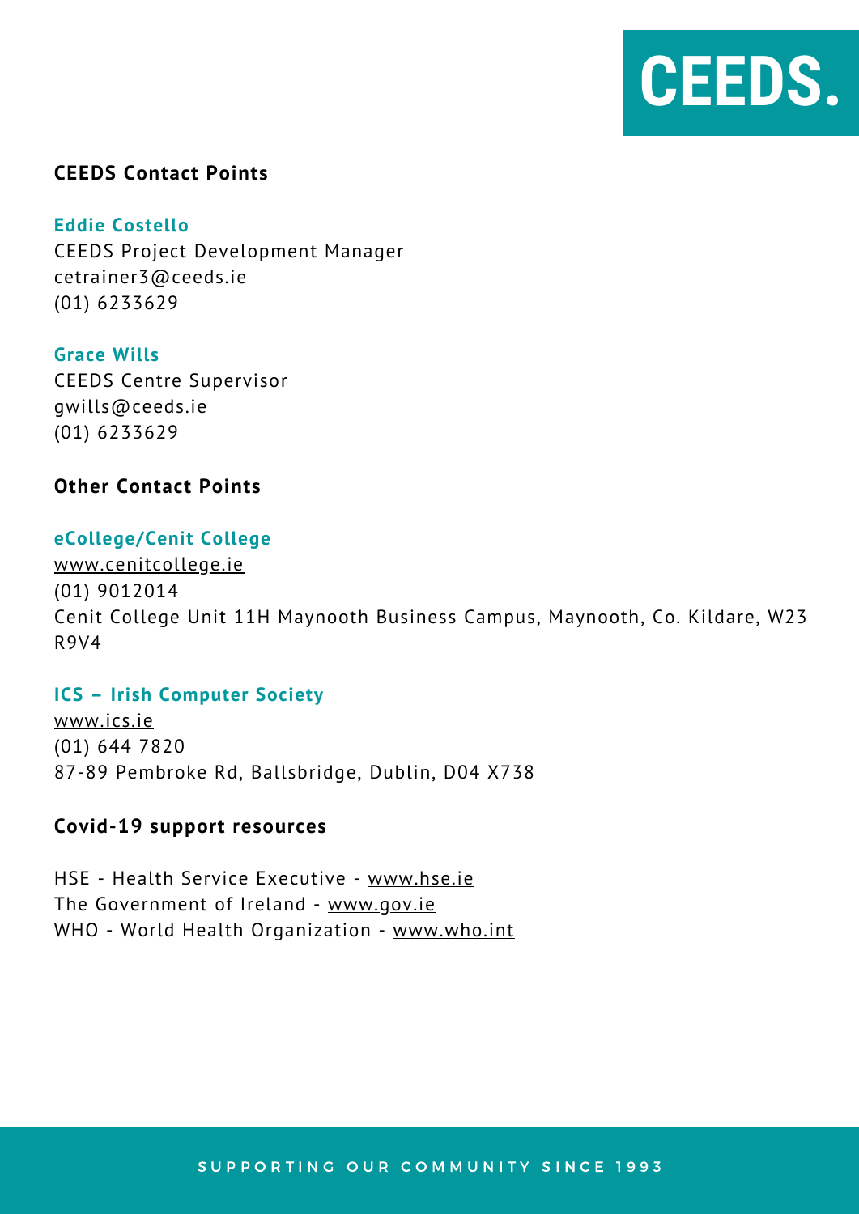CEEDS.

## CEEDS Contact Points

**Eddie Costello**
CEEDS Project Development Manager
cetrainer3@ceeds.ie
(01) 6233629

**Grace Wills**
CEEDS Centre Supervisor
gwills@ceeds.ie
(01) 6233629

## Other Contact Points

**eCollege/Cenit College**
www.cenitcollege.ie
(01) 9012014
Cenit College Unit 11H Maynooth Business Campus, Maynooth, Co. Kildare, W23 R9V4

**ICS – Irish Computer Society**
www.ics.ie
(01) 644 7820
87-89 Pembroke Rd, Ballsbridge, Dublin, D04 X738

## Covid-19 support resources

HSE - Health Service Executive - www.hse.ie
The Government of Ireland - www.gov.ie
WHO - World Health Organization - www.who.int

SUPPORTING OUR COMMUNITY SINCE 1993